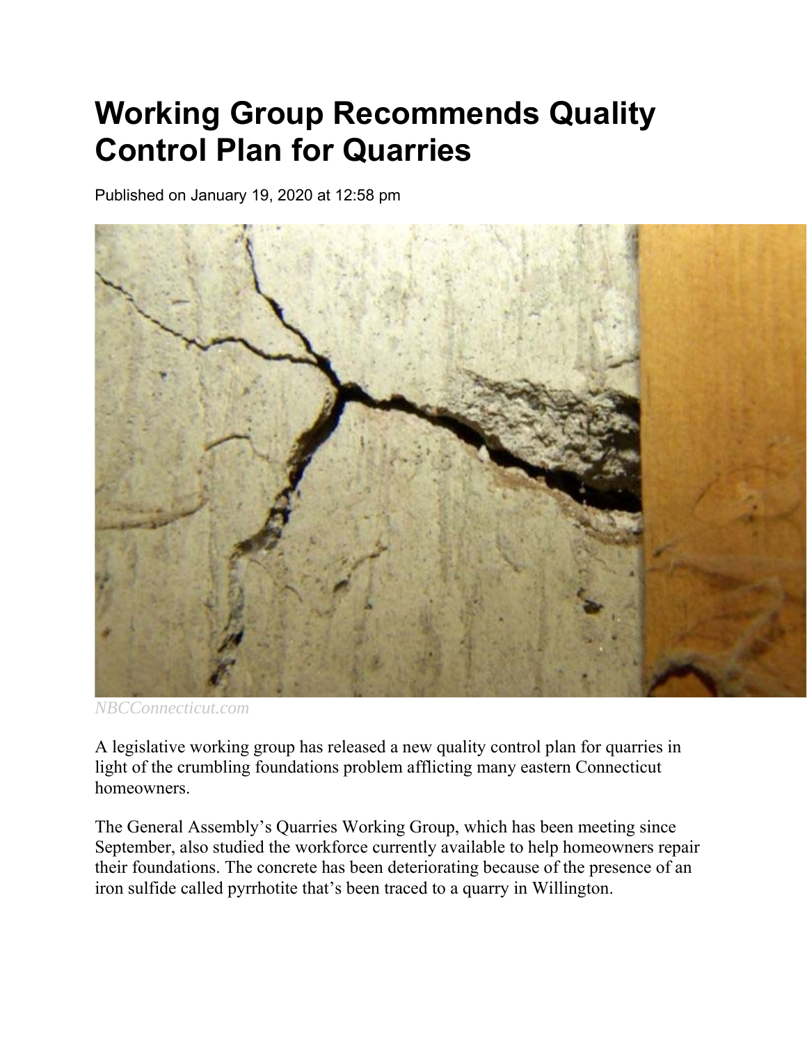# Working Group Recommends Quality Control Plan for Quarries

Published on January 19, 2020 at 12:58 pm

*NBCConnecticut.com*

A legislative working group has released a new quality control plan for quarries in light of the crumbling foundations problem afflicting many eastern Connecticut homeowners.

The General Assembly's Quarries Working Group, which has been meeting since September, also studied the workforce currently available to help homeowners repair their foundations. The concrete has been deteriorating because of the presence of an iron sulfide called pyrrhotite that's been traced to a quarry in Willington.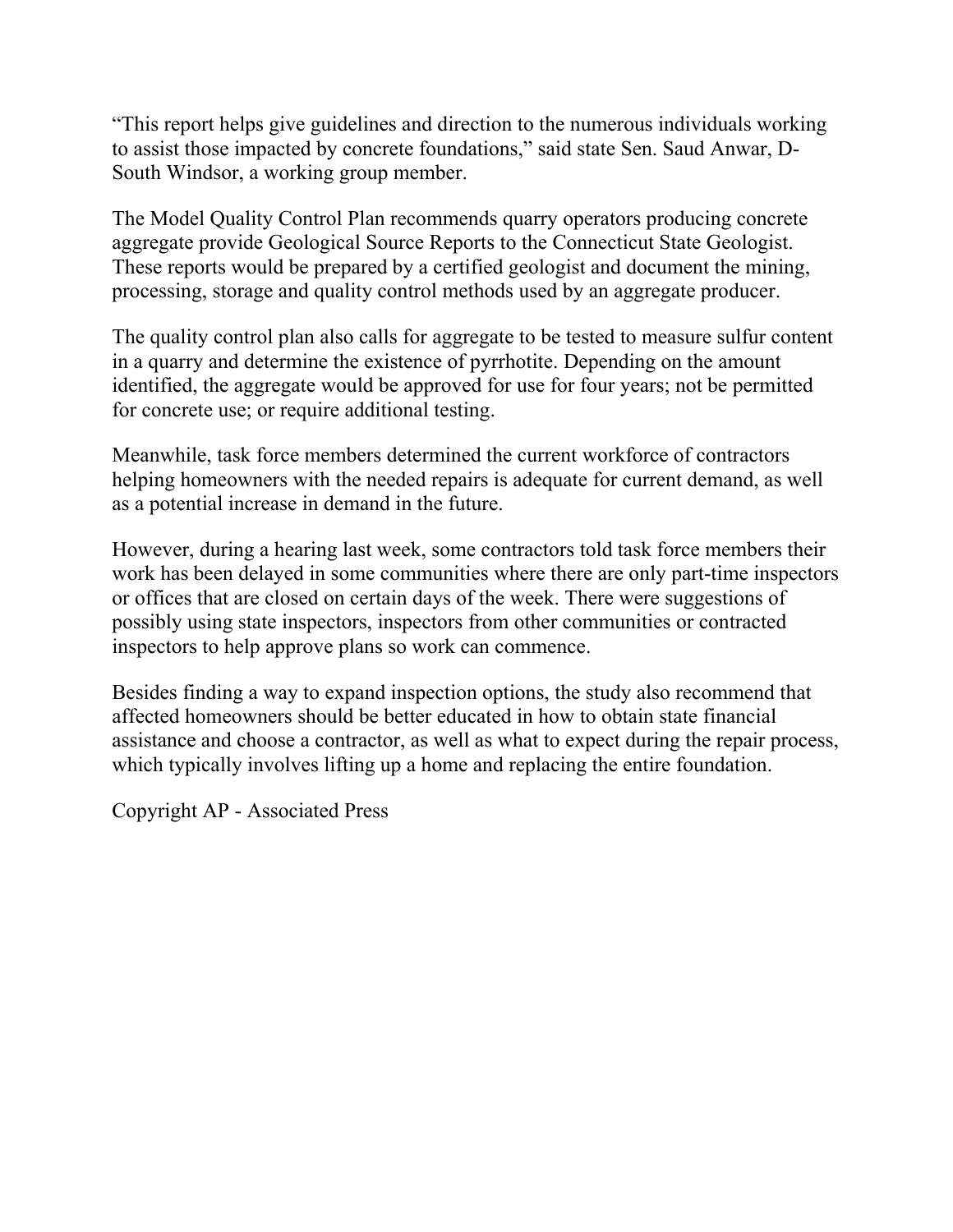"This report helps give guidelines and direction to the numerous individuals working to assist those impacted by concrete foundations," said state Sen. Saud Anwar, D-South Windsor, a working group member.

The Model Quality Control Plan recommends quarry operators producing concrete aggregate provide Geological Source Reports to the Connecticut State Geologist. These reports would be prepared by a certified geologist and document the mining, processing, storage and quality control methods used by an aggregate producer.

The quality control plan also calls for aggregate to be tested to measure sulfur content in a quarry and determine the existence of pyrrhotite. Depending on the amount identified, the aggregate would be approved for use for four years; not be permitted for concrete use; or require additional testing.

Meanwhile, task force members determined the current workforce of contractors helping homeowners with the needed repairs is adequate for current demand, as well as a potential increase in demand in the future.

However, during a hearing last week, some contractors told task force members their work has been delayed in some communities where there are only part-time inspectors or offices that are closed on certain days of the week. There were suggestions of possibly using state inspectors, inspectors from other communities or contracted inspectors to help approve plans so work can commence.

Besides finding a way to expand inspection options, the study also recommend that affected homeowners should be better educated in how to obtain state financial assistance and choose a contractor, as well as what to expect during the repair process, which typically involves lifting up a home and replacing the entire foundation.

Copyright AP - Associated Press